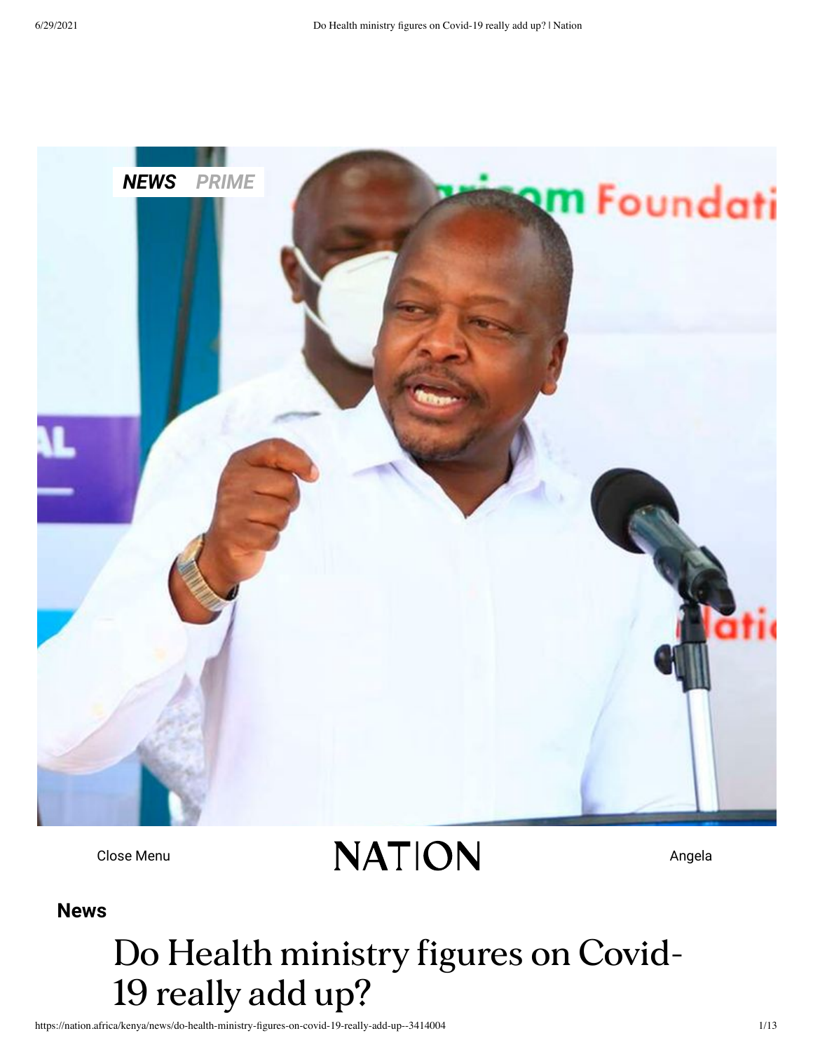NEWS PRIME

Close Menu

NATION

Angela

**News**

# Do Health ministry figures on Covid-19 really add up?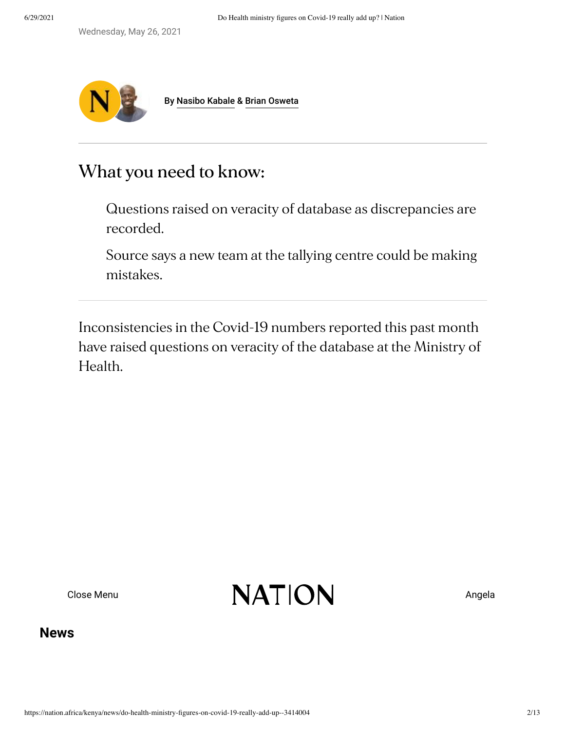Wednesday, May 26, 2021

By Nasibo Kabale & Brian Osweta

## What you need to know:

> Questions raised on veracity of database as discrepancies are recorded.
>
> Source says a new team at the tallying centre could be making mistakes.

Inconsistencies in the Covid-19 numbers reported this past month have raised questions on veracity of the database at the Ministry of Health.

Close Menu NATION Angela

**News**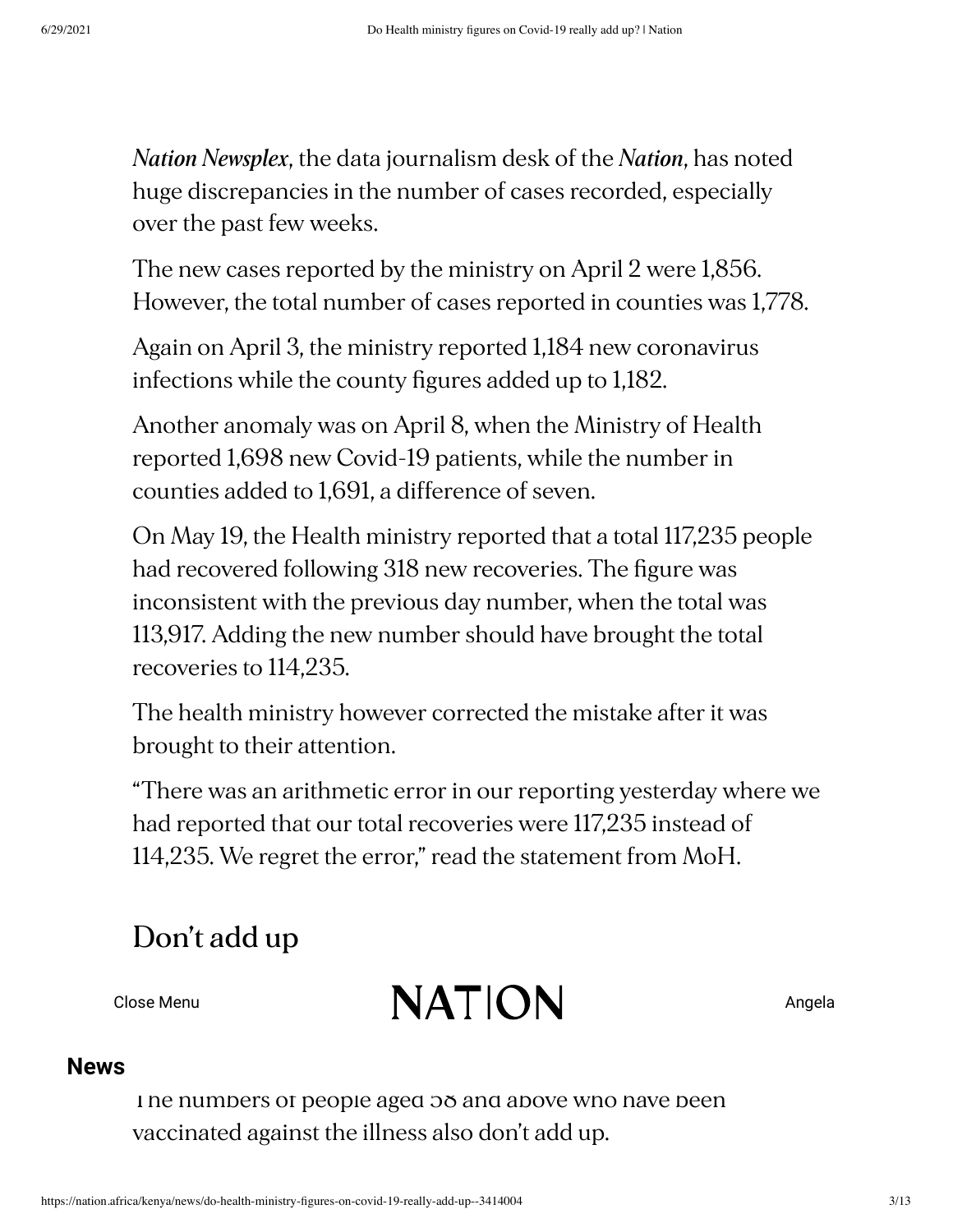*Nation Newsplex*, the data journalism desk of the *Nation*, has noted huge discrepancies in the number of cases recorded, especially over the past few weeks.

The new cases reported by the ministry on April 2 were 1,856. However, the total number of cases reported in counties was 1,778.

Again on April 3, the ministry reported 1,184 new coronavirus infections while the county figures added up to 1,182.

Another anomaly was on April 8, when the Ministry of Health reported 1,698 new Covid-19 patients, while the number in counties added to 1,691, a difference of seven.

On May 19, the Health ministry reported that a total 117,235 people had recovered following 318 new recoveries. The figure was inconsistent with the previous day number, when the total was 113,917. Adding the new number should have brought the total recoveries to 114,235.

The health ministry however corrected the mistake after it was brought to their attention.

"There was an arithmetic error in our reporting yesterday where we had reported that our total recoveries were 117,235 instead of 114,235. We regret the error," read the statement from MoH.

## Don't add up

The numbers of people aged 58 and above who have been vaccinated against the illness also don't add up.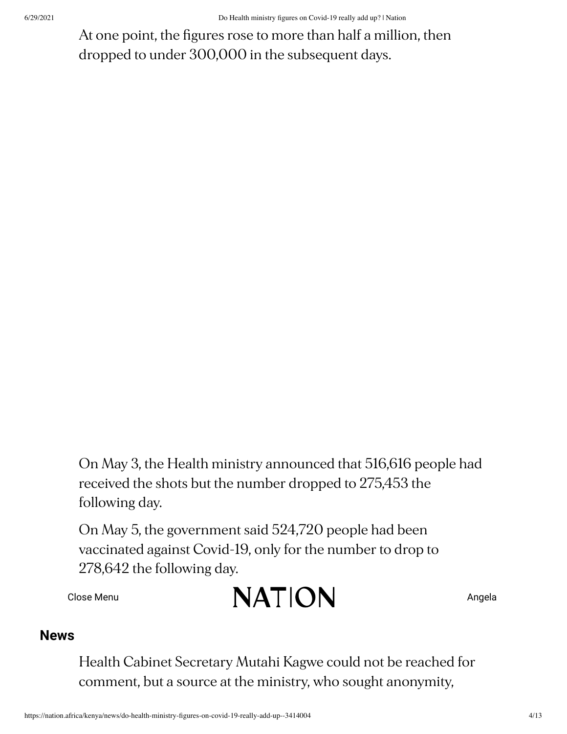At one point, the figures rose to more than half a million, then dropped to under 300,000 in the subsequent days.

On May 3, the Health ministry announced that 516,616 people had received the shots but the number dropped to 275,453 the following day.

On May 5, the government said 524,720 people had been vaccinated against Covid-19, only for the number to drop to 278,642 the following day.

Health Cabinet Secretary Mutahi Kagwe could not be reached for comment, but a source at the ministry, who sought anonymity,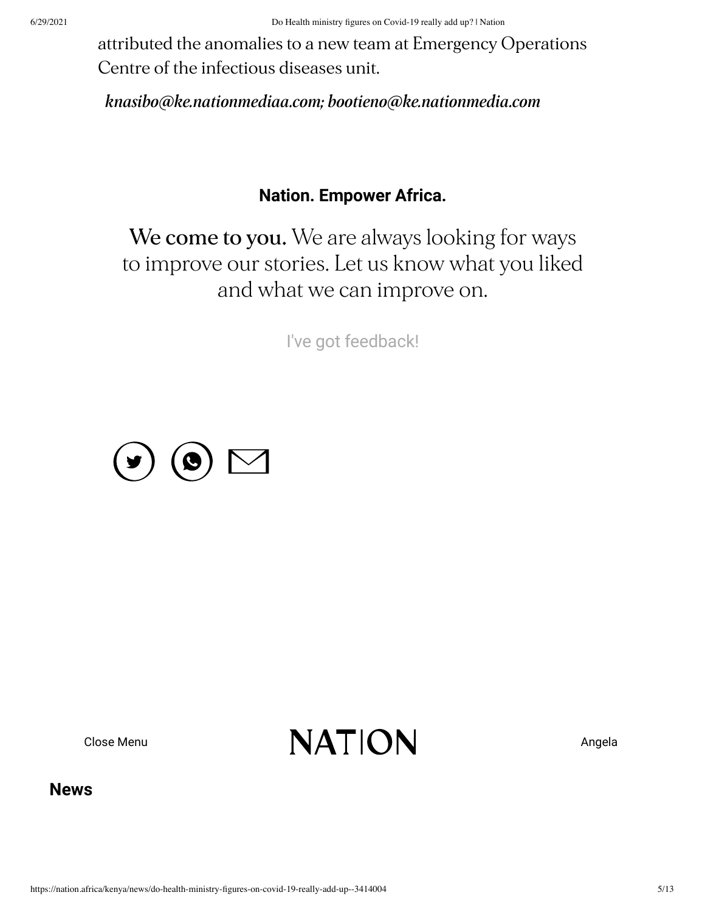attributed the anomalies to a new team at Emergency Operations Centre of the infectious diseases unit.

*knasibo@ke.nationmediaa.com; bootieno@ke.nationmedia.com*

**Nation. Empower Africa.**

We come to you. We are always looking for ways to improve our stories. Let us know what you liked and what we can improve on.

I've got feedback!

Close Menu

NATION

Angela

**News**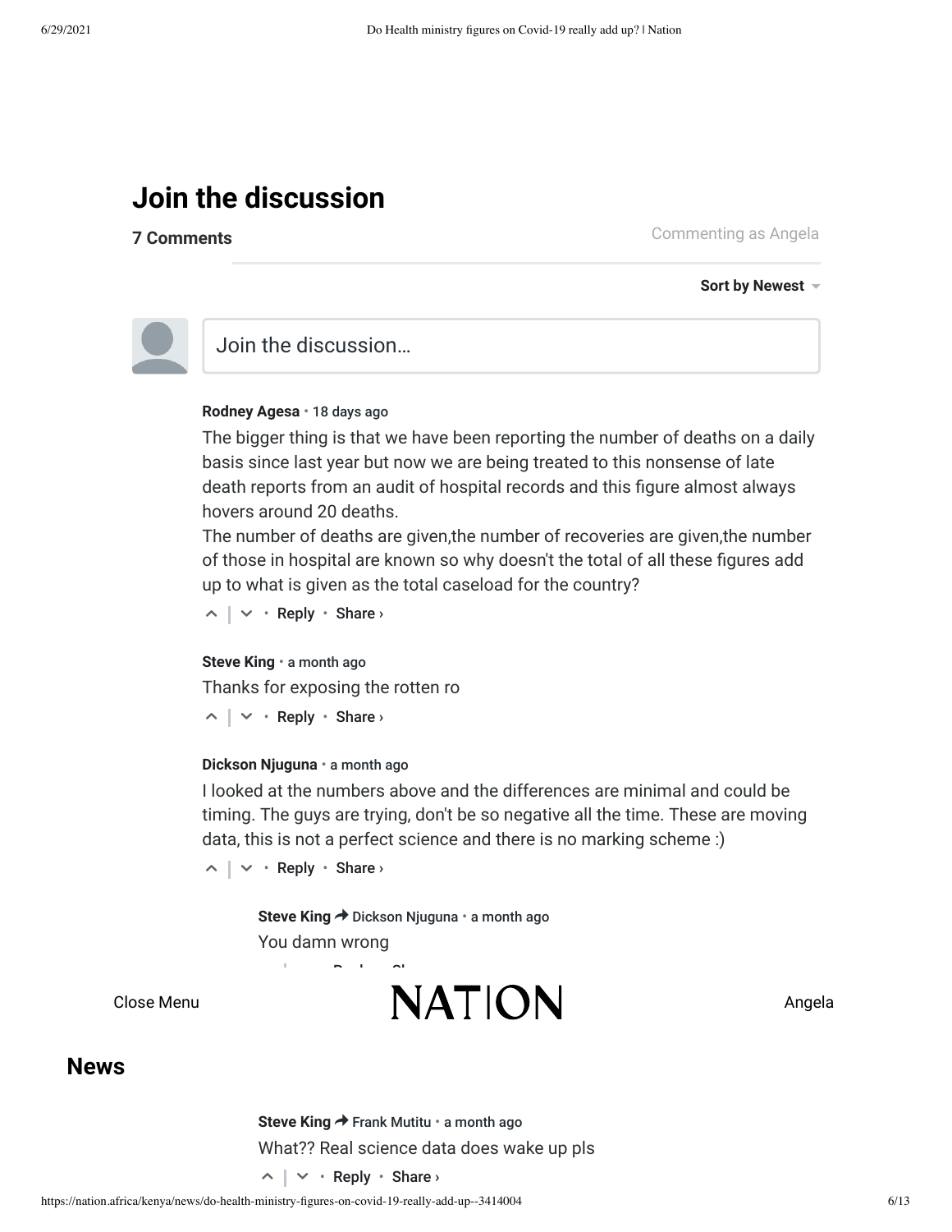## Join the discussion

**7 Comments**

Commenting as Angela

**Sort by Newest**

Join the discussion…

**Rodney Agesa** • 18 days ago

The bigger thing is that we have been reporting the number of deaths on a daily basis since last year but now we are being treated to this nonsense of late death reports from an audit of hospital records and this figure almost always hovers around 20 deaths.

The number of deaths are given,the number of recoveries are given,the number of those in hospital are known so why doesn't the total of all these figures add up to what is given as the total caseload for the country?

Reply • Share ›

**Steve King** • a month ago

Thanks for exposing the rotten ro

Reply • Share ›

**Dickson Njuguna** • a month ago

I looked at the numbers above and the differences are minimal and could be timing. The guys are trying, don't be so negative all the time. These are moving data, this is not a perfect science and there is no marking scheme :)

Reply • Share ›

**Steve King** → Dickson Njuguna • a month ago

You damn wrong

Close Menu

NATION

Angela

**News**

**Steve King** → Frank Mutitu • a month ago

What?? Real science data does wake up pls

Reply • Share ›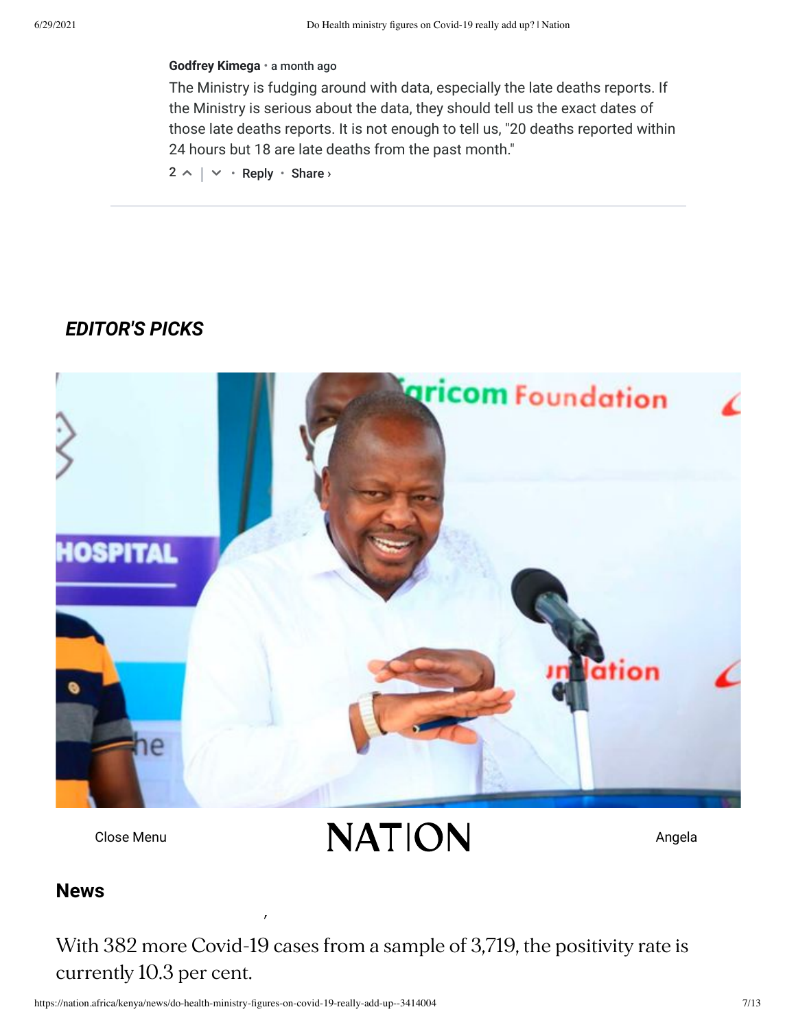**Godfrey Kimega** • a month ago

The Ministry is fudging around with data, especially the late deaths reports. If the Ministry is serious about the data, they should tell us the exact dates of those late deaths reports. It is not enough to tell us, "20 deaths reported within 24 hours but 18 are late deaths from the past month."

2 ^ | ˅ • Reply • Share ›

## *EDITOR'S PICKS*

Close Menu NATION Angela

**News**

,

With 382 more Covid-19 cases from a sample of 3,719, the positivity rate is currently 10.3 per cent.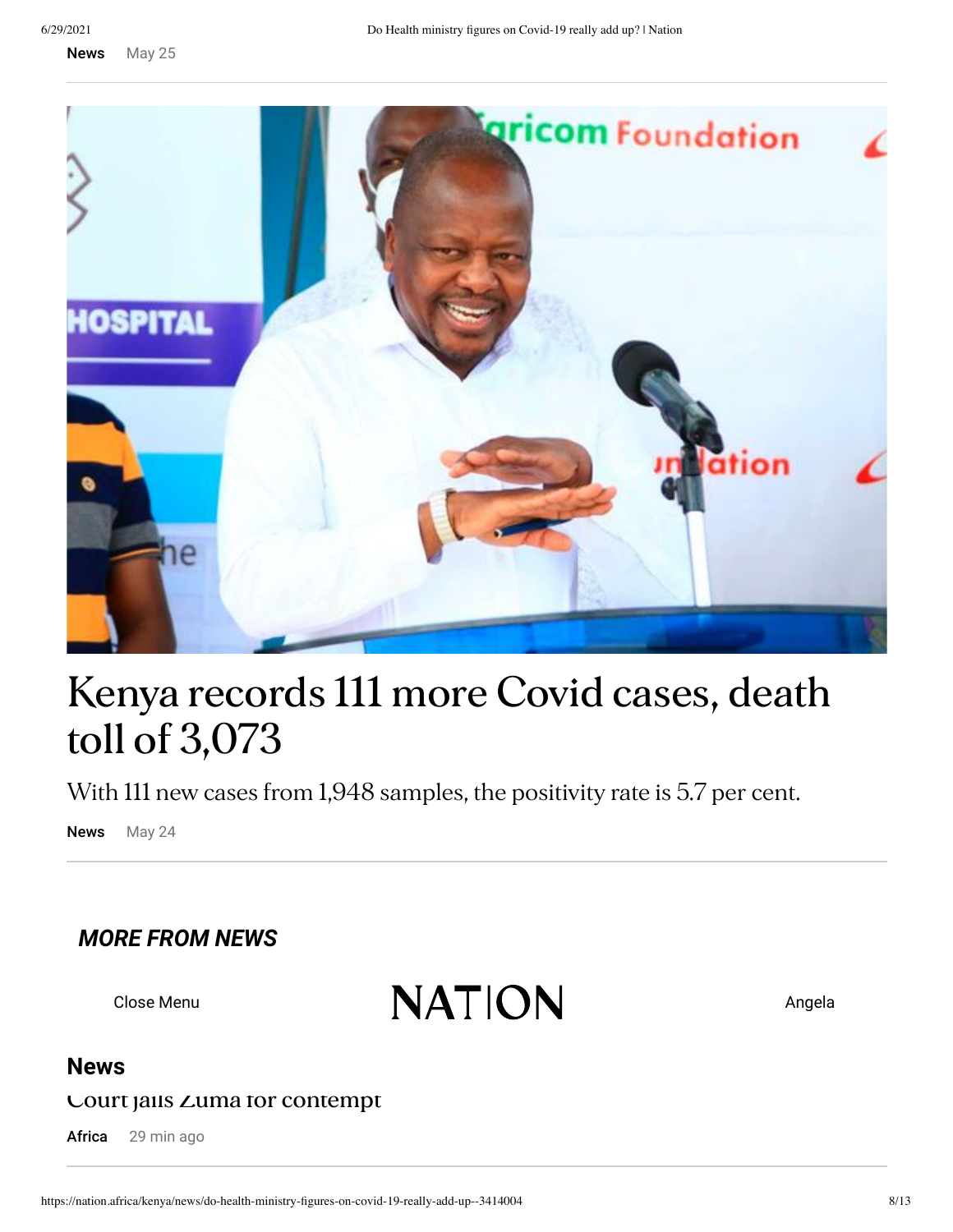News May 25

# Kenya records 111 more Covid cases, death toll of 3,073

With 111 new cases from 1,948 samples, the positivity rate is 5.7 per cent.

News May 24

## *MORE FROM NEWS*

Close Menu NATION Angela

## News

Court jails Zuma for contempt

Africa 29 min ago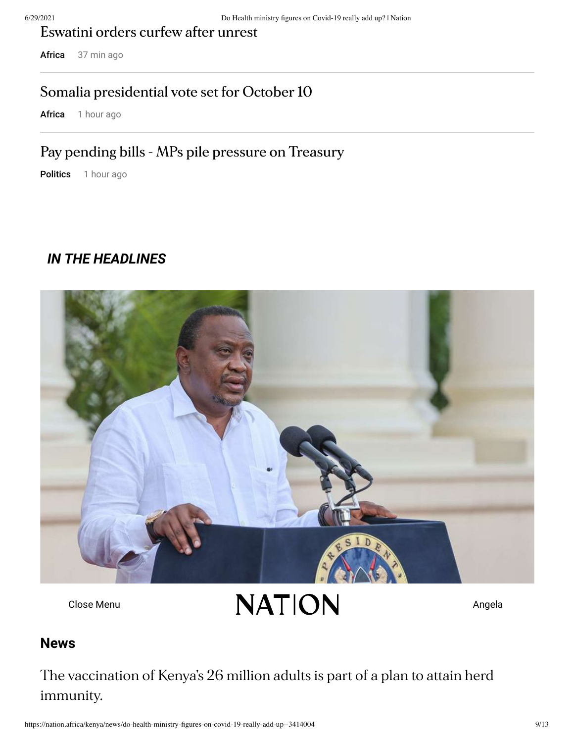Eswatini orders curfew after unrest

Africa 37 min ago

Somalia presidential vote set for October 10

Africa 1 hour ago

Pay pending bills - MPs pile pressure on Treasury

Politics 1 hour ago

***IN THE HEADLINES***

Close Menu

NATION

Angela

## News

The vaccination of Kenya's 26 million adults is part of a plan to attain herd immunity.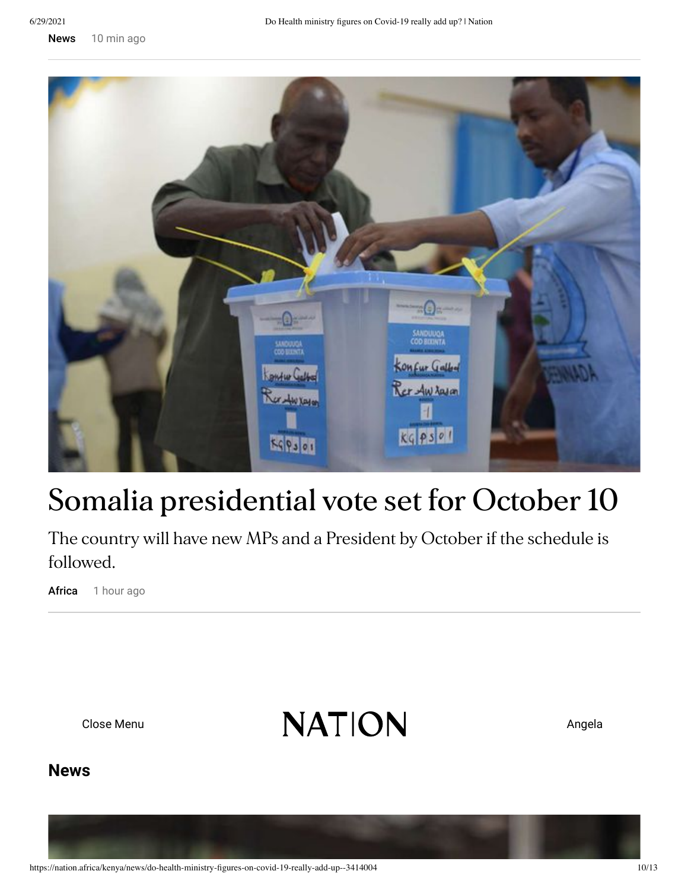News 10 min ago

# Somalia presidential vote set for October 10

The country will have new MPs and a President by October if the schedule is followed.

Africa 1 hour ago

Close Menu

NATION

Angela

**News**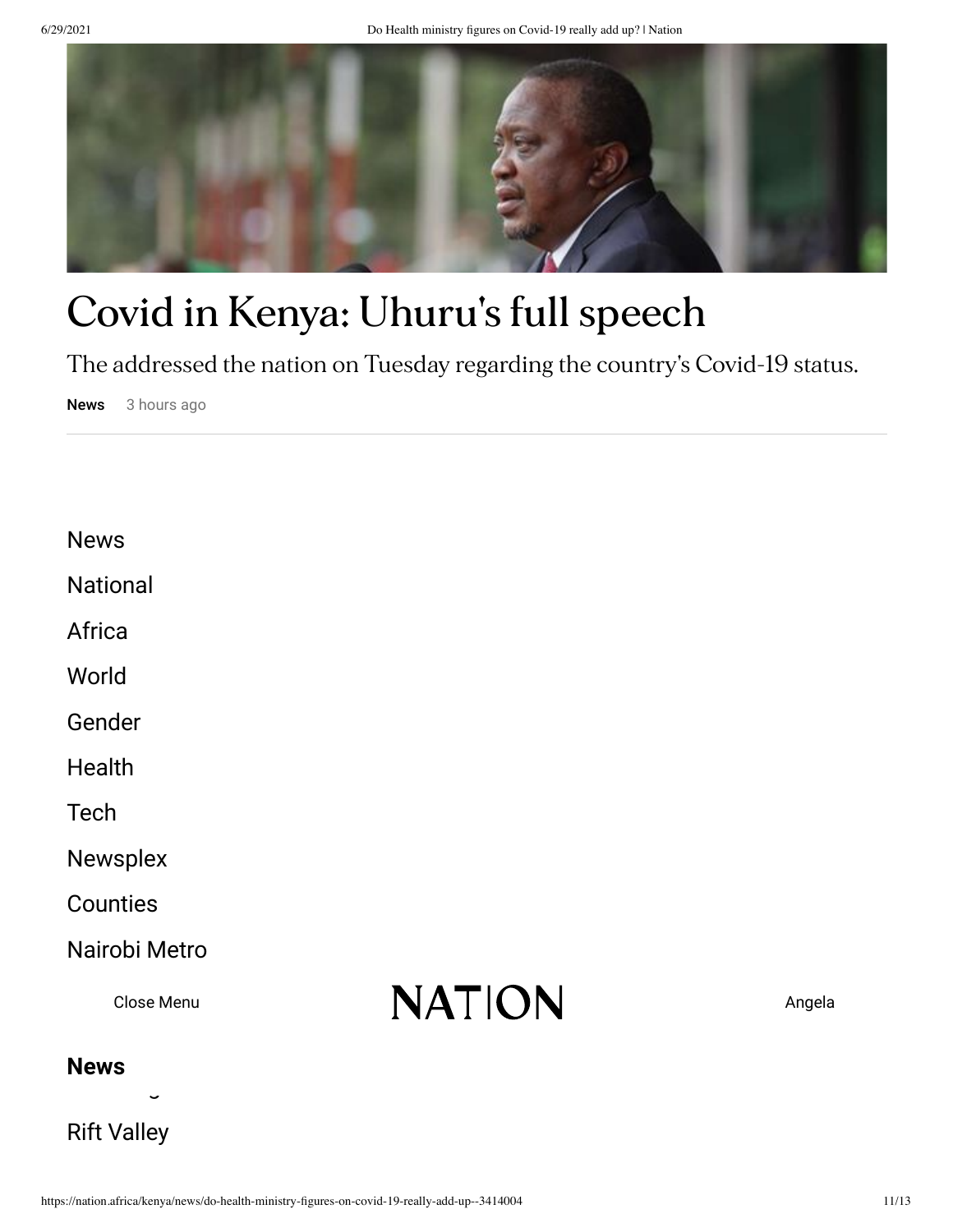# Covid in Kenya: Uhuru's full speech

The addressed the nation on Tuesday regarding the country's Covid-19 status.

News 3 hours ago

News

National

Africa

World

Gender

Health

Tech

Newsplex

Counties

Nairobi Metro

Close Menu NATION Angela

**News**

Rift Valley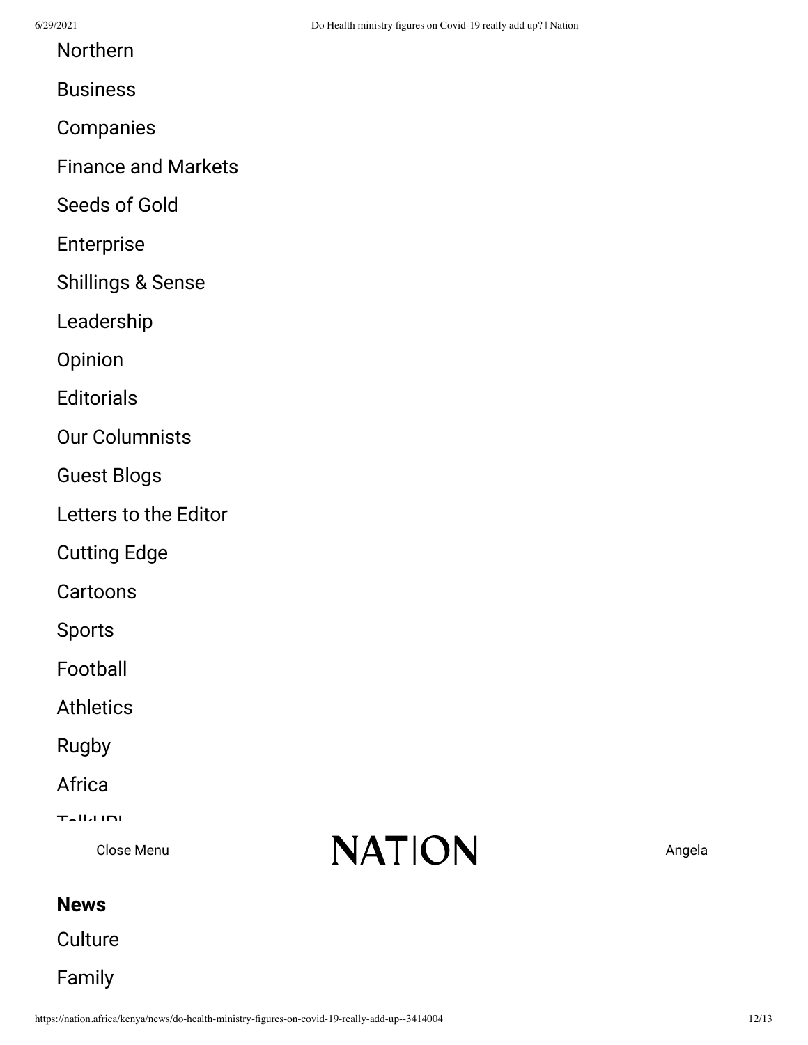Northern

Business

Companies

Finance and Markets

Seeds of Gold

Enterprise

Shillings & Sense

Leadership

Opinion

Editorials

Our Columnists

Guest Blogs

Letters to the Editor

Cutting Edge

Cartoons

Sports

Football

Athletics

Rugby

Africa

TalkUP!

Close Menu

NATION

Angela

**News**

Culture

Family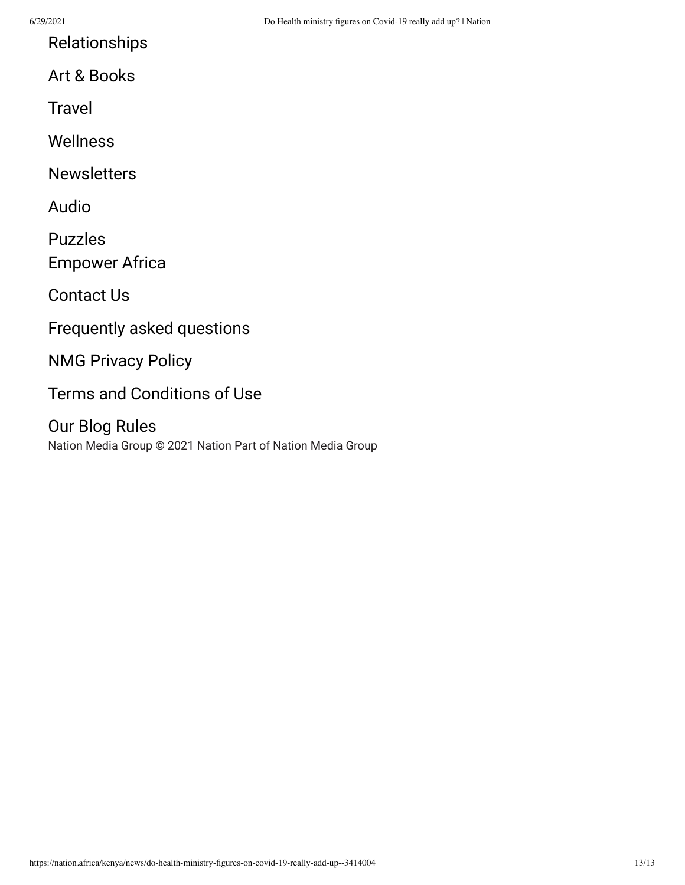Relationships

Art & Books

Travel

Wellness

Newsletters

Audio

Puzzles

Empower Africa

Contact Us

Frequently asked questions

NMG Privacy Policy

Terms and Conditions of Use

Our Blog Rules

Nation Media Group © 2021 Nation Part of Nation Media Group